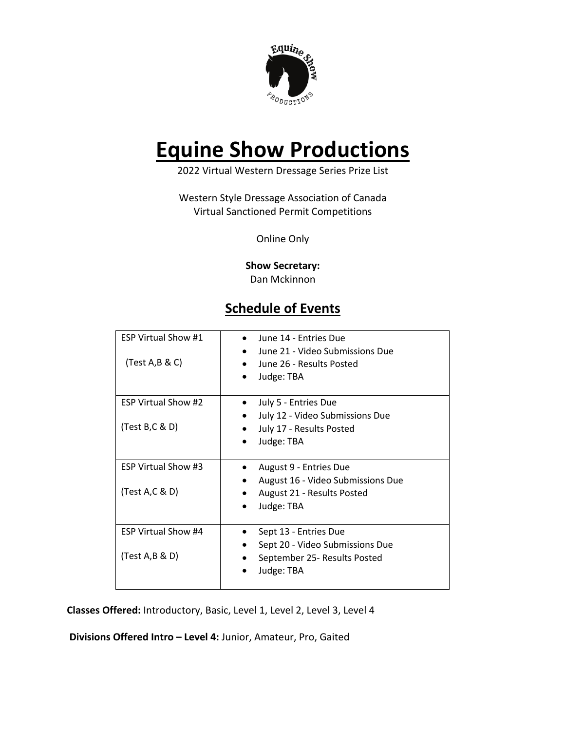# Equine Show Productions

2022 Virtual Western Dressage Series Prize List

Western Style Dressage Association of Canada
Virtual Sanctioned Permit Competitions

Online Only

**Show Secretary:**
Dan Mckinnon

## Schedule of Events

| | |
|---|---|
| ESP Virtual Show #1<br><br>(Test A,B & C) | • June 14 - Entries Due<br>• June 21 - Video Submissions Due<br>• June 26 - Results Posted<br>• Judge: TBA |
| ESP Virtual Show #2<br><br>(Test B,C & D) | • July 5 - Entries Due<br>• July 12 - Video Submissions Due<br>• July 17 - Results Posted<br>• Judge: TBA |
| ESP Virtual Show #3<br><br>(Test A,C & D) | • August 9 - Entries Due<br>• August 16 - Video Submissions Due<br>• August 21 - Results Posted<br>• Judge: TBA |
| ESP Virtual Show #4<br><br>(Test A,B & D) | • Sept 13 - Entries Due<br>• Sept 20 - Video Submissions Due<br>• September 25- Results Posted<br>• Judge: TBA |

**Classes Offered:** Introductory, Basic, Level 1, Level 2, Level 3, Level 4

**Divisions Offered Intro – Level 4:** Junior, Amateur, Pro, Gaited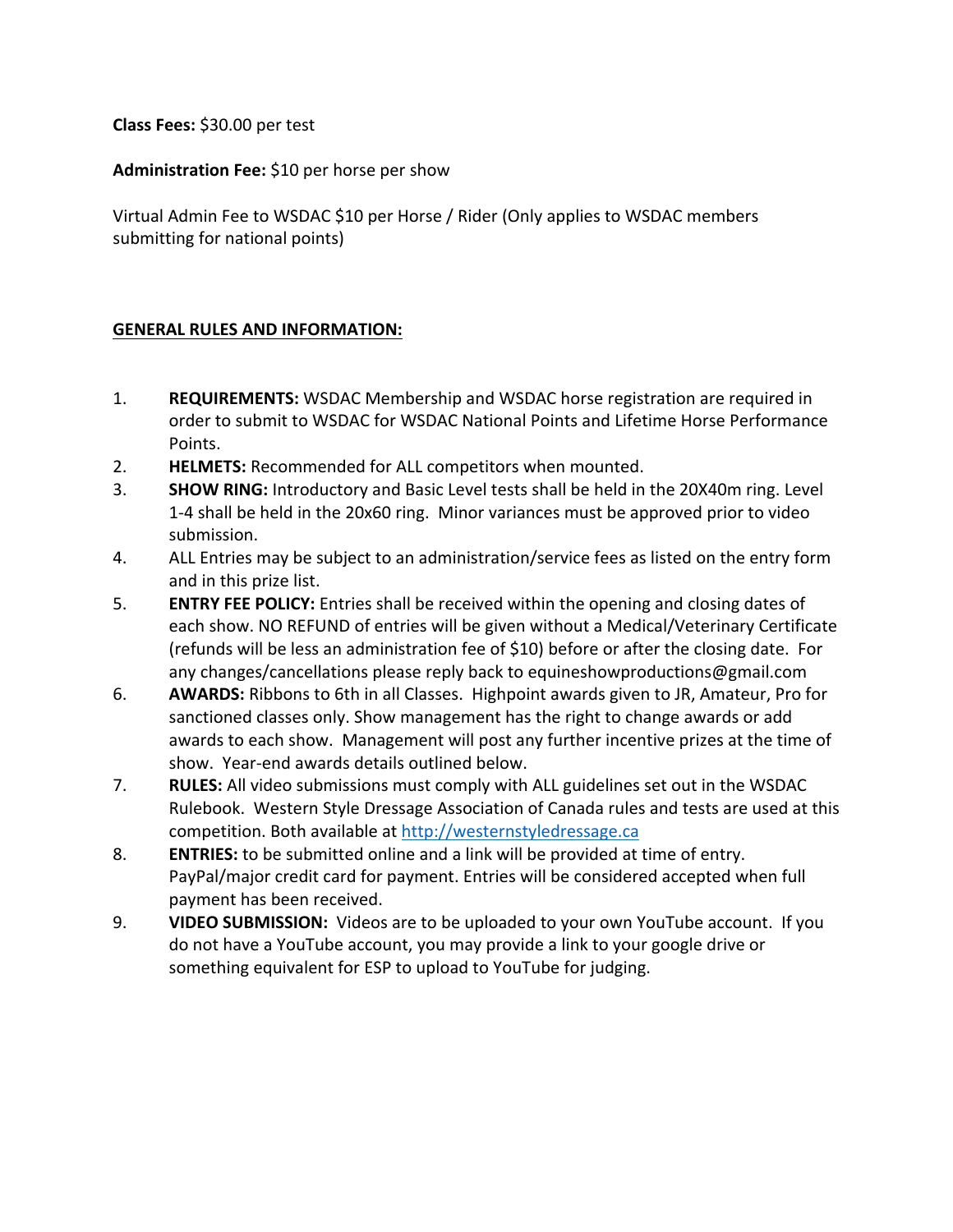**Class Fees:** $30.00 per test

**Administration Fee:** $10 per horse per show

Virtual Admin Fee to WSDAC $10 per Horse / Rider (Only applies to WSDAC members submitting for national points)

## GENERAL RULES AND INFORMATION:

1. **REQUIREMENTS:** WSDAC Membership and WSDAC horse registration are required in order to submit to WSDAC for WSDAC National Points and Lifetime Horse Performance Points.
2. **HELMETS:** Recommended for ALL competitors when mounted.
3. **SHOW RING:** Introductory and Basic Level tests shall be held in the 20X40m ring. Level 1-4 shall be held in the 20x60 ring. Minor variances must be approved prior to video submission.
4. ALL Entries may be subject to an administration/service fees as listed on the entry form and in this prize list.
5. **ENTRY FEE POLICY:** Entries shall be received within the opening and closing dates of each show. NO REFUND of entries will be given without a Medical/Veterinary Certificate (refunds will be less an administration fee of $10) before or after the closing date. For any changes/cancellations please reply back to equineshowproductions@gmail.com
6. **AWARDS:** Ribbons to 6th in all Classes. Highpoint awards given to JR, Amateur, Pro for sanctioned classes only. Show management has the right to change awards or add awards to each show. Management will post any further incentive prizes at the time of show. Year-end awards details outlined below.
7. **RULES:** All video submissions must comply with ALL guidelines set out in the WSDAC Rulebook. Western Style Dressage Association of Canada rules and tests are used at this competition. Both available at [http://westernstyledressage.ca](http://westernstyledressage.ca)
8. **ENTRIES:** to be submitted online and a link will be provided at time of entry. PayPal/major credit card for payment. Entries will be considered accepted when full payment has been received.
9. **VIDEO SUBMISSION:** Videos are to be uploaded to your own YouTube account. If you do not have a YouTube account, you may provide a link to your google drive or something equivalent for ESP to upload to YouTube for judging.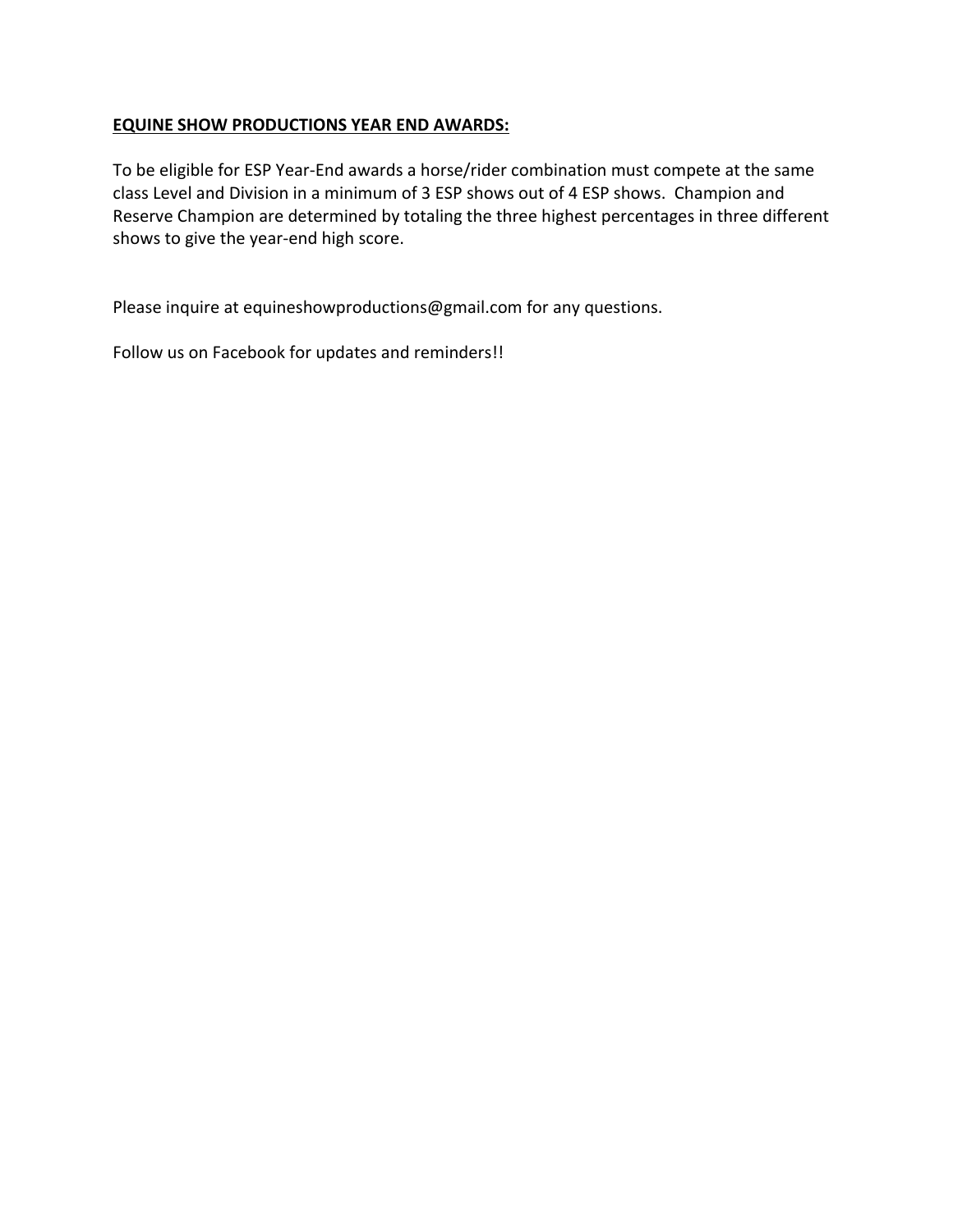**<u>EQUINE SHOW PRODUCTIONS YEAR END AWARDS:</u>**

To be eligible for ESP Year-End awards a horse/rider combination must compete at the same class Level and Division in a minimum of 3 ESP shows out of 4 ESP shows. Champion and Reserve Champion are determined by totaling the three highest percentages in three different shows to give the year-end high score.

Please inquire at equineshowproductions@gmail.com for any questions.

Follow us on Facebook for updates and reminders!!